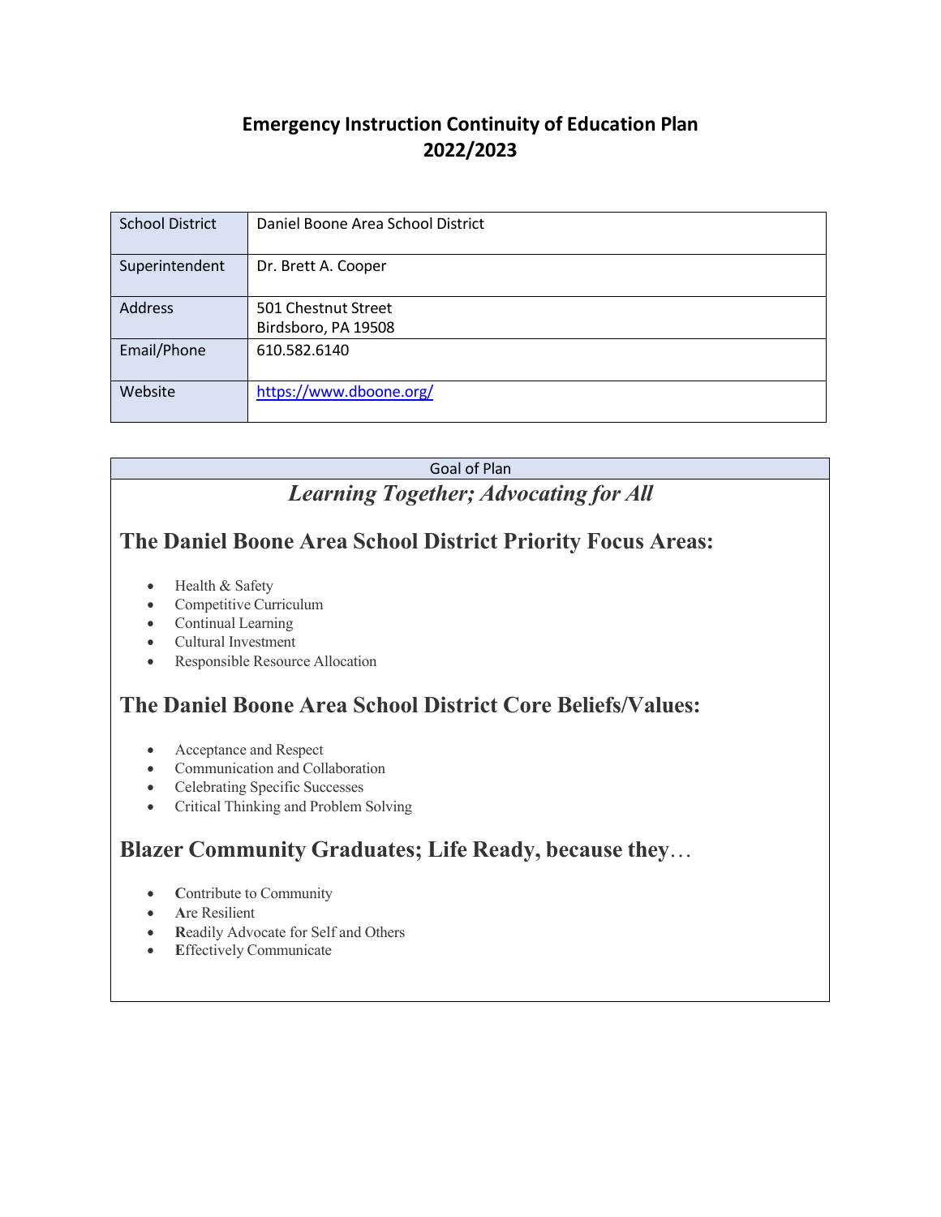# Emergency Instruction Continuity of Education Plan
# 2022/2023

| School District | Daniel Boone Area School District |
|---|---|
| Superintendent | Dr. Brett A. Cooper |
| Address | 501 Chestnut Street<br>Birdsboro, PA 19508 |
| Email/Phone | 610.582.6140 |
| Website | https://www.dboone.org/ |

Goal of Plan

***Learning Together; Advocating for All***

## The Daniel Boone Area School District Priority Focus Areas:

- Health & Safety
- Competitive Curriculum
- Continual Learning
- Cultural Investment
- Responsible Resource Allocation

## The Daniel Boone Area School District Core Beliefs/Values:

- Acceptance and Respect
- Communication and Collaboration
- Celebrating Specific Successes
- Critical Thinking and Problem Solving

## Blazer Community Graduates; Life Ready, because they…

- **C**ontribute to Community
- **A**re Resilient
- **R**eadily Advocate for Self and Others
- **E**ffectively Communicate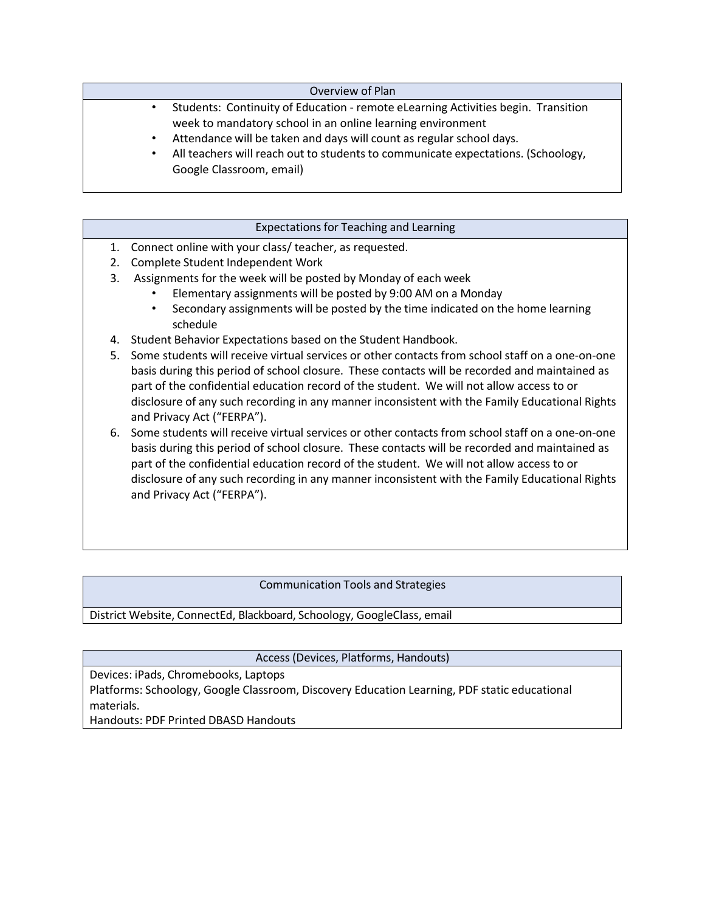| Overview of Plan |
| --- |
| • Students: Continuity of Education - remote eLearning Activities begin. Transition week to mandatory school in an online learning environment<br>• Attendance will be taken and days will count as regular school days.<br>• All teachers will reach out to students to communicate expectations. (Schoology, Google Classroom, email) |

| Expectations for Teaching and Learning |
| --- |
| 1. Connect online with your class/ teacher, as requested.<br>2. Complete Student Independent Work<br>3. Assignments for the week will be posted by Monday of each week<br>&nbsp;&nbsp;&nbsp;&nbsp;• Elementary assignments will be posted by 9:00 AM on a Monday<br>&nbsp;&nbsp;&nbsp;&nbsp;• Secondary assignments will be posted by the time indicated on the home learning schedule<br>4. Student Behavior Expectations based on the Student Handbook.<br>5. Some students will receive virtual services or other contacts from school staff on a one-on-one basis during this period of school closure. These contacts will be recorded and maintained as part of the confidential education record of the student. We will not allow access to or disclosure of any such recording in any manner inconsistent with the Family Educational Rights and Privacy Act ("FERPA").<br>6. Some students will receive virtual services or other contacts from school staff on a one-on-one basis during this period of school closure. These contacts will be recorded and maintained as part of the confidential education record of the student. We will not allow access to or disclosure of any such recording in any manner inconsistent with the Family Educational Rights and Privacy Act ("FERPA"). |

| Communication Tools and Strategies |
| --- |
| District Website, ConnectEd, Blackboard, Schoology, GoogleClass, email |

| Access (Devices, Platforms, Handouts) |
| --- |
| Devices: iPads, Chromebooks, Laptops<br>Platforms: Schoology, Google Classroom, Discovery Education Learning, PDF static educational materials.<br>Handouts: PDF Printed DBASD Handouts |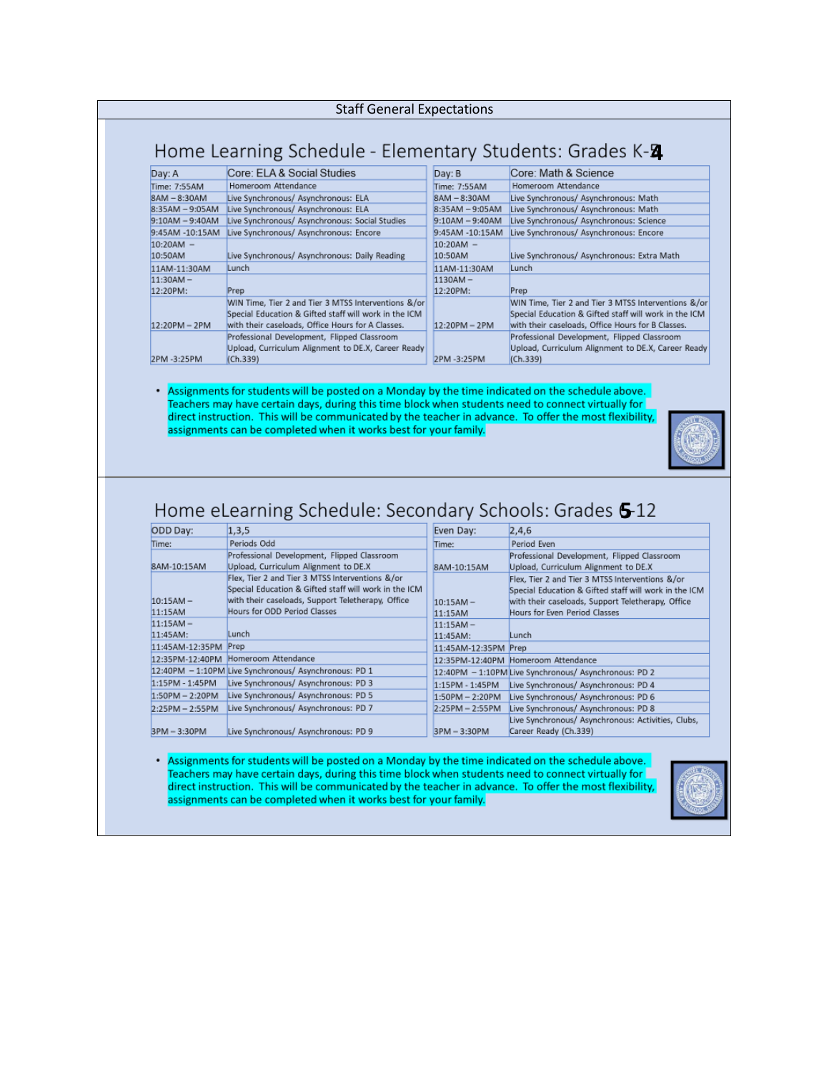Staff General Expectations

## Home Learning Schedule - Elementary Students: Grades K-4

| Day: A | Core: ELA & Social Studies | Day: B | Core: Math & Science |
|---|---|---|---|
| Time: 7:55AM | Homeroom Attendance | Time: 7:55AM | Homeroom Attendance |
| 8AM – 8:30AM | Live Synchronous/ Asynchronous: ELA | 8AM – 8:30AM | Live Synchronous/ Asynchronous: Math |
| 8:35AM – 9:05AM | Live Synchronous/ Asynchronous: ELA | 8:35AM – 9:05AM | Live Synchronous/ Asynchronous: Math |
| 9:10AM – 9:40AM | Live Synchronous/ Asynchronous: Social Studies | 9:10AM – 9:40AM | Live Synchronous/ Asynchronous: Science |
| 9:45AM -10:15AM | Live Synchronous/ Asynchronous: Encore | 9:45AM -10:15AM | Live Synchronous/ Asynchronous: Encore |
| 10:20AM – 10:50AM | Live Synchronous/ Asynchronous: Daily Reading | 10:20AM – 10:50AM | Live Synchronous/ Asynchronous: Extra Math |
| 11AM-11:30AM | Lunch | 11AM-11:30AM | Lunch |
| 11:30AM – 12:20PM: | Prep | 1130AM – 12:20PM: | Prep |
| 12:20PM – 2PM | WIN Time, Tier 2 and Tier 3 MTSS Interventions &/or Special Education & Gifted staff will work in the ICM with their caseloads, Office Hours for A Classes. | 12:20PM – 2PM | WIN Time, Tier 2 and Tier 3 MTSS Interventions &/or Special Education & Gifted staff will work in the ICM with their caseloads, Office Hours for B Classes. |
| 2PM -3:25PM | Professional Development, Flipped Classroom Upload, Curriculum Alignment to DE.X, Career Ready (Ch.339) | 2PM -3:25PM | Professional Development, Flipped Classroom Upload, Curriculum Alignment to DE.X, Career Ready (Ch.339) |

- Assignments for students will be posted on a Monday by the time indicated on the schedule above. Teachers may have certain days, during this time block when students need to connect virtually for direct instruction. This will be communicated by the teacher in advance. To offer the most flexibility, assignments can be completed when it works best for your family.

## Home eLearning Schedule: Secondary Schools: Grades 5-12

| ODD Day: | 1,3,5 | Even Day: | 2,4,6 |
|---|---|---|---|
| Time: | Periods Odd | Time: | Period Even |
| 8AM-10:15AM | Professional Development, Flipped Classroom Upload, Curriculum Alignment to DE.X | 8AM-10:15AM | Professional Development, Flipped Classroom Upload, Curriculum Alignment to DE.X |
| 10:15AM – 11:15AM | Flex, Tier 2 and Tier 3 MTSS Interventions &/or Special Education & Gifted staff will work in the ICM with their caseloads, Support Teletherapy, Office Hours for ODD Period Classes | 10:15AM – 11:15AM | Flex, Tier 2 and Tier 3 MTSS Interventions &/or Special Education & Gifted staff will work in the ICM with their caseloads, Support Teletherapy, Office Hours for Even Period Classes |
| 11:15AM – 11:45AM: | Lunch | 11:15AM – 11:45AM: | Lunch |
| 11:45AM-12:35PM | Prep | 11:45AM-12:35PM | Prep |
| 12:35PM-12:40PM | Homeroom Attendance | 12:35PM-12:40PM | Homeroom Attendance |
| 12:40PM – 1:10PM | Live Synchronous/ Asynchronous: PD 1 | 12:40PM – 1:10PM | Live Synchronous/ Asynchronous: PD 2 |
| 1:15PM - 1:45PM | Live Synchronous/ Asynchronous: PD 3 | 1:15PM - 1:45PM | Live Synchronous/ Asynchronous: PD 4 |
| 1:50PM – 2:20PM | Live Synchronous/ Asynchronous: PD 5 | 1:50PM – 2:20PM | Live Synchronous/ Asynchronous: PD 6 |
| 2:25PM – 2:55PM | Live Synchronous/ Asynchronous: PD 7 | 2:25PM – 2:55PM | Live Synchronous/ Asynchronous: PD 8 |
| 3PM – 3:30PM | Live Synchronous/ Asynchronous: PD 9 | 3PM – 3:30PM | Live Synchronous/ Asynchronous: Activities, Clubs, Career Ready (Ch.339) |

- Assignments for students will be posted on a Monday by the time indicated on the schedule above. Teachers may have certain days, during this time block when students need to connect virtually for direct instruction. This will be communicated by the teacher in advance. To offer the most flexibility, assignments can be completed when it works best for your family.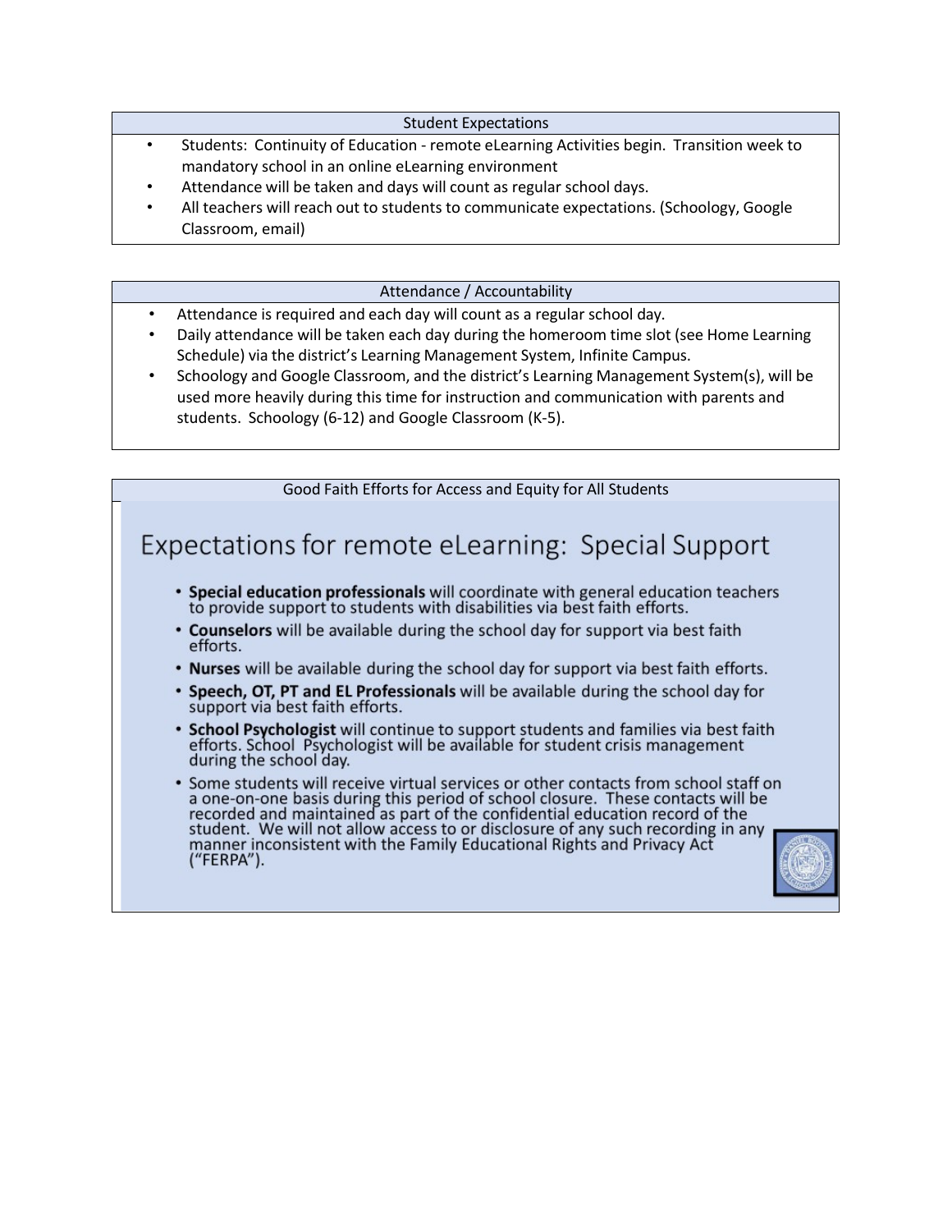| Student Expectations |
| --- |
| • Students: Continuity of Education - remote eLearning Activities begin. Transition week to mandatory school in an online eLearning environment<br>• Attendance will be taken and days will count as regular school days.<br>• All teachers will reach out to students to communicate expectations. (Schoology, Google Classroom, email) |

| Attendance / Accountability |
| --- |
| • Attendance is required and each day will count as a regular school day.<br>• Daily attendance will be taken each day during the homeroom time slot (see Home Learning Schedule) via the district's Learning Management System, Infinite Campus.<br>• Schoology and Google Classroom, and the district's Learning Management System(s), will be used more heavily during this time for instruction and communication with parents and students. Schoology (6-12) and Google Classroom (K-5). |

Good Faith Efforts for Access and Equity for All Students

## Expectations for remote eLearning: Special Support

- **Special education professionals** will coordinate with general education teachers to provide support to students with disabilities via best faith efforts.
- **Counselors** will be available during the school day for support via best faith efforts.
- **Nurses** will be available during the school day for support via best faith efforts.
- **Speech, OT, PT and EL Professionals** will be available during the school day for support via best faith efforts.
- **School Psychologist** will continue to support students and families via best faith efforts. School Psychologist will be available for student crisis management during the school day.
- Some students will receive virtual services or other contacts from school staff on a one-on-one basis during this period of school closure. These contacts will be recorded and maintained as part of the confidential education record of the student. We will not allow access to or disclosure of any such recording in any manner inconsistent with the Family Educational Rights and Privacy Act ("FERPA").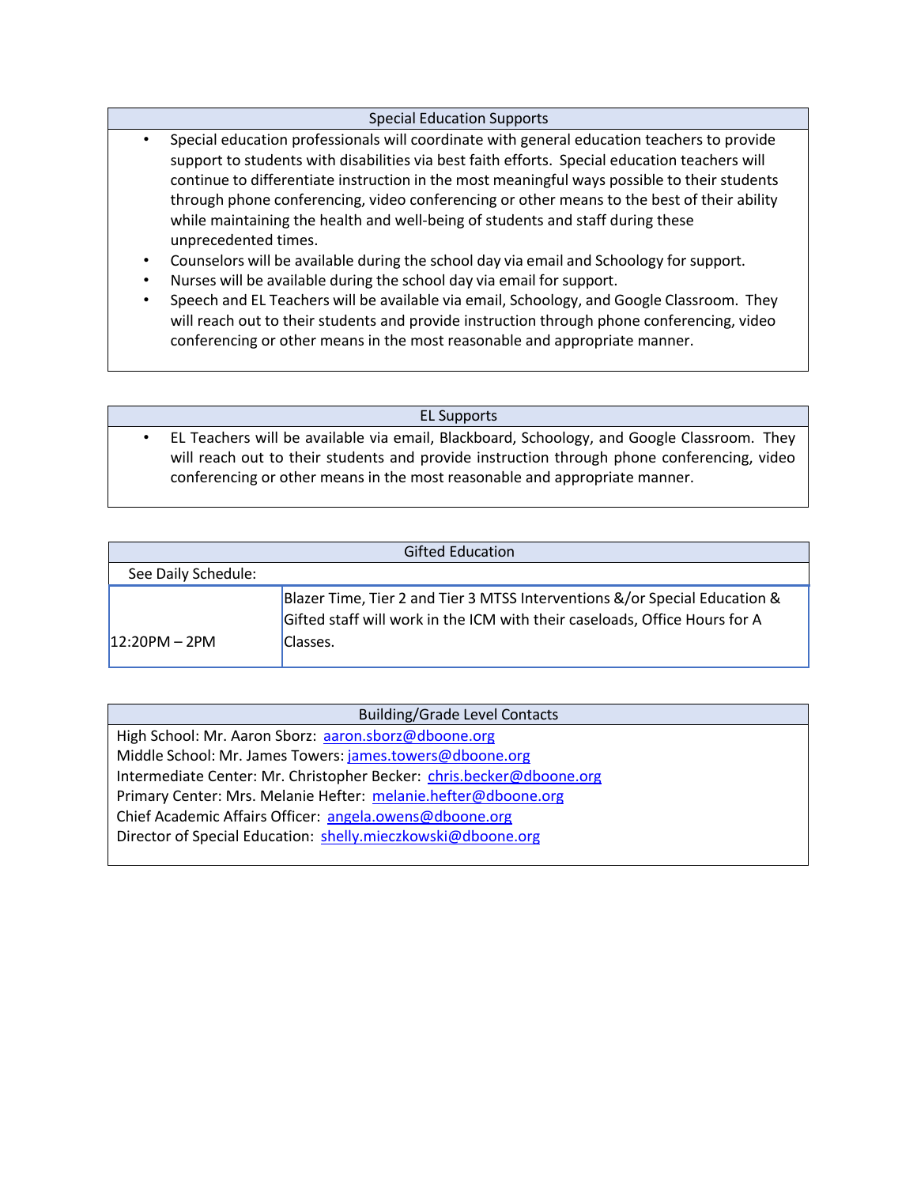## Special Education Supports

- Special education professionals will coordinate with general education teachers to provide support to students with disabilities via best faith efforts. Special education teachers will continue to differentiate instruction in the most meaningful ways possible to their students through phone conferencing, video conferencing or other means to the best of their ability while maintaining the health and well-being of students and staff during these unprecedented times.
- Counselors will be available during the school day via email and Schoology for support.
- Nurses will be available during the school day via email for support.
- Speech and EL Teachers will be available via email, Schoology, and Google Classroom. They will reach out to their students and provide instruction through phone conferencing, video conferencing or other means in the most reasonable and appropriate manner.

## EL Supports

- EL Teachers will be available via email, Blackboard, Schoology, and Google Classroom. They will reach out to their students and provide instruction through phone conferencing, video conferencing or other means in the most reasonable and appropriate manner.

## Gifted Education

See Daily Schedule:

| 12:20PM – 2PM | Blazer Time, Tier 2 and Tier 3 MTSS Interventions &/or Special Education & Gifted staff will work in the ICM with their caseloads, Office Hours for A Classes. |
|---|---|

## Building/Grade Level Contacts

High School: Mr. Aaron Sborz: aaron.sborz@dboone.org
Middle School: Mr. James Towers: james.towers@dboone.org
Intermediate Center: Mr. Christopher Becker: chris.becker@dboone.org
Primary Center: Mrs. Melanie Hefter: melanie.hefter@dboone.org
Chief Academic Affairs Officer: angela.owens@dboone.org
Director of Special Education: shelly.mieczkowski@dboone.org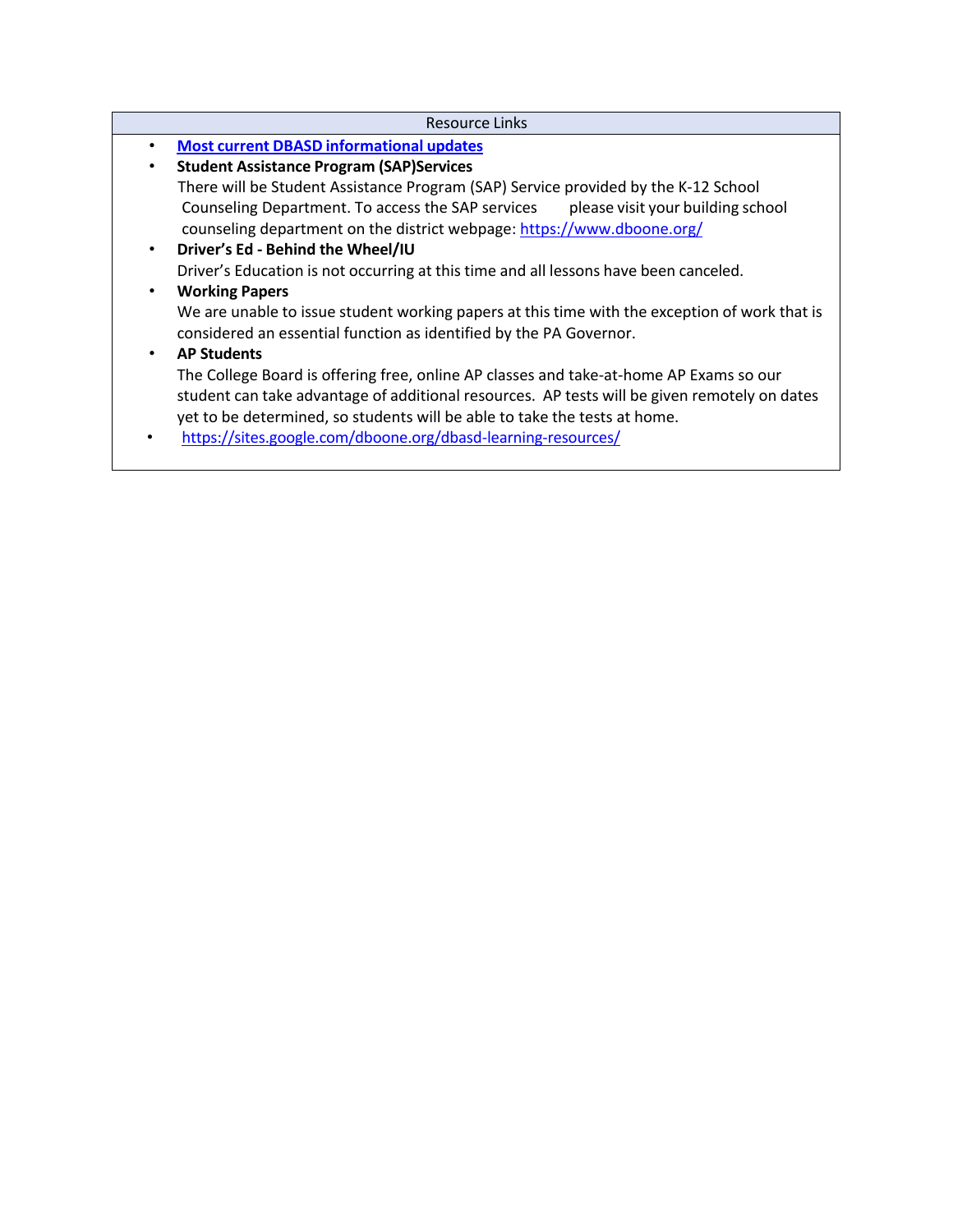| Resource Links |
| --- |
| • **Most current DBASD informational updates**<br>• **Student Assistance Program (SAP)Services**<br>There will be Student Assistance Program (SAP) Service provided by the K-12 School Counseling Department. To access the SAP services please visit your building school counseling department on the district webpage: https://www.dboone.org/<br>• **Driver's Ed - Behind the Wheel/IU**<br>Driver's Education is not occurring at this time and all lessons have been canceled.<br>• **Working Papers**<br>We are unable to issue student working papers at this time with the exception of work that is considered an essential function as identified by the PA Governor.<br>• **AP Students**<br>The College Board is offering free, online AP classes and take-at-home AP Exams so our student can take advantage of additional resources. AP tests will be given remotely on dates yet to be determined, so students will be able to take the tests at home.<br>• https://sites.google.com/dboone.org/dbasd-learning-resources/ |